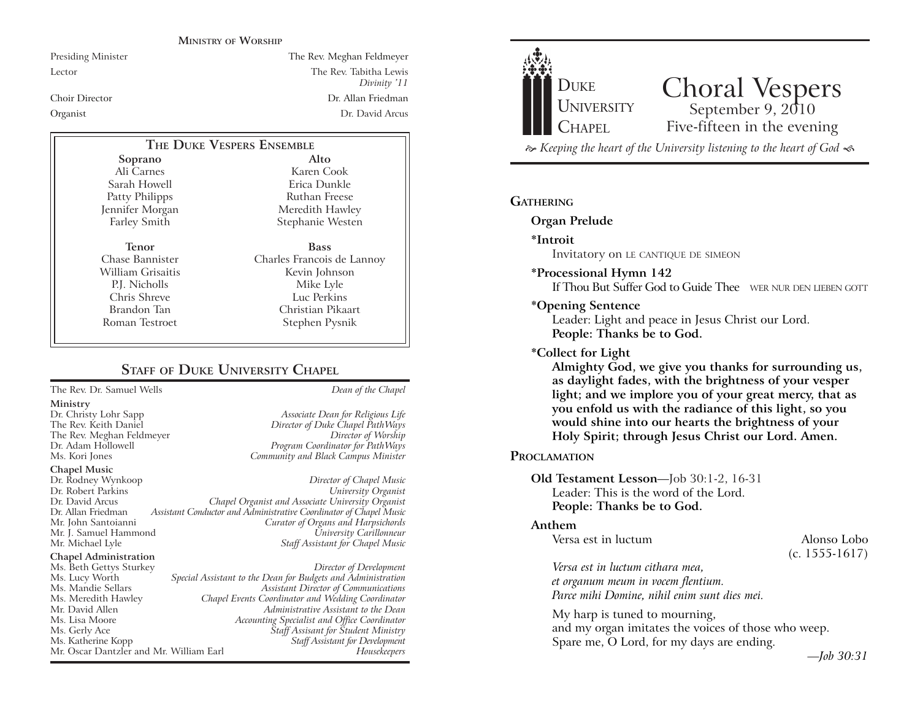## Ministry of Worship

Presiding Minister — The Rev. Meghan Feldmeyer
Lector — The Rev. Tabitha Lewis, *Divinity '11*
Choir Director — Dr. Allan Friedman
Organist — Dr. David Arcus

## The Duke Vespers Ensemble

| Soprano | Alto |
|---|---|
| Ali Carnes | Karen Cook |
| Sarah Howell | Erica Dunkle |
| Patty Philipps | Ruthan Freese |
| Jennifer Morgan | Meredith Hawley |
| Farley Smith | Stephanie Westen |

| Tenor | Bass |
|---|---|
| Chase Bannister | Charles Francois de Lannoy |
| William Grisaitis | Kevin Johnson |
| P.J. Nicholls | Mike Lyle |
| Chris Shreve | Luc Perkins |
| Brandon Tan | Christian Pikaart |
| Roman Testroet | Stephen Pysnik |

## Staff of Duke University Chapel

The Rev. Dr. Samuel Wells — *Dean of the Chapel*

**Ministry**
Dr. Christy Lohr Sapp — *Associate Dean for Religious Life*
The Rev. Keith Daniel — *Director of Duke Chapel PathWays*
The Rev. Meghan Feldmeyer — *Director of Worship*
Dr. Adam Hollowell — *Program Coordinator for PathWays*
Ms. Kori Jones — *Community and Black Campus Minister*

**Chapel Music**
Dr. Rodney Wynkoop — *Director of Chapel Music*
Dr. Robert Parkins — *University Organist*
Dr. David Arcus — *Chapel Organist and Associate University Organist*
Dr. Allan Friedman — *Assistant Conductor and Administrative Coordinator of Chapel Music*
Mr. John Santoianni — *Curator of Organs and Harpsichords*
Mr. J. Samuel Hammond — *University Carillonneur*
Mr. Michael Lyle — *Staff Assistant for Chapel Music*

**Chapel Administration**
Ms. Beth Gettys Sturkey — *Director of Development*
Ms. Lucy Worth — *Special Assistant to the Dean for Budgets and Administration*
Ms. Mandie Sellars — *Assistant Director of Communications*
Ms. Meredith Hawley — *Chapel Events Coordinator and Wedding Coordinator*
Mr. David Allen — *Administrative Assistant to the Dean*
Ms. Lisa Moore — *Accounting Specialist and Office Coordinator*
Ms. Gerly Ace — *Staff Assisant for Student Ministry*
Ms. Katherine Kopp — *Staff Assistant for Development*
Mr. Oscar Dantzler and Mr. William Earl — *Housekeepers*

---

Duke University Chapel

# Choral Vespers

September 9, 2010
Five-fifteen in the evening

*Keeping the heart of the University listening to the heart of God*

## Gathering

**Organ Prelude**

**\*Introit**
Invitatory on LE CANTIQUE DE SIMEON

**\*Processional Hymn 142**
If Thou But Suffer God to Guide Thee — WER NUR DEN LIEBEN GOTT

**\*Opening Sentence**
Leader: Light and peace in Jesus Christ our Lord.
**People: Thanks be to God.**

**\*Collect for Light**
**Almighty God, we give you thanks for surrounding us, as daylight fades, with the brightness of your vesper light; and we implore you of your great mercy, that as you enfold us with the radiance of this light, so you would shine into our hearts the brightness of your Holy Spirit; through Jesus Christ our Lord. Amen.**

## Proclamation

**Old Testament Lesson**—Job 30:1-2, 16-31
Leader: This is the word of the Lord.
**People: Thanks be to God.**

**Anthem**
Versa est in luctum — Alonso Lobo (c. 1555-1617)

*Versa est in luctum cithara mea,*
*et organum meum in vocem flentium.*
*Parce mihi Domine, nihil enim sunt dies mei.*

My harp is tuned to mourning,
and my organ imitates the voices of those who weep.
Spare me, O Lord, for my days are ending.

*—Job 30:31*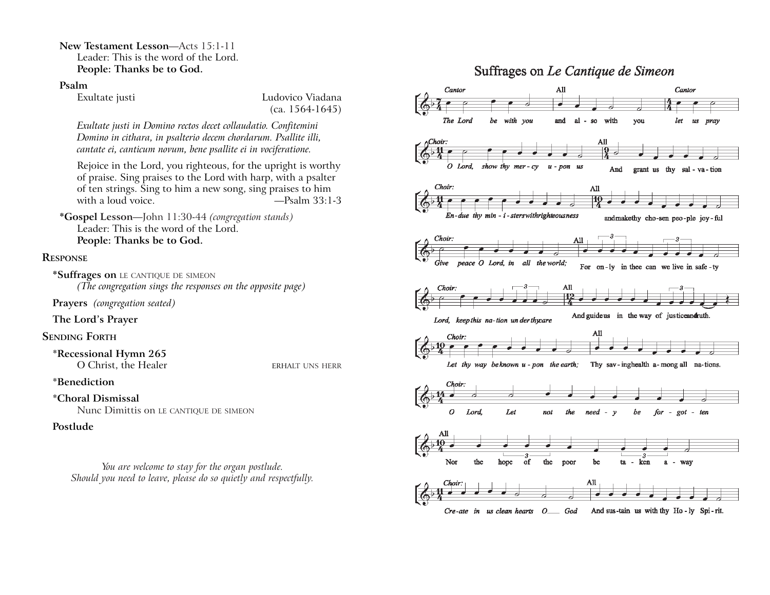**New Testament Lesson**—Acts 15:1-11
Leader: This is the word of the Lord.
**People: Thanks be to God.**

**Psalm**
Exultate justi — Ludovico Viadana (ca. 1564-1645)

*Exultate justi in Domino rectos decet collaudatio. Confitemini Domino in cithara, in psalterio decem chordarum. Psallite illi, cantate ei, canticum novum, bene psallite ei in vociferatione.*

Rejoice in the Lord, you righteous, for the upright is worthy of praise. Sing praises to the Lord with harp, with a psalter of ten strings. Sing to him a new song, sing praises to him with a loud voice. —Psalm 33:1-3

\***Gospel Lesson**—John 11:30-44 *(congregation stands)*
Leader: This is the word of the Lord.
**People: Thanks be to God.**

## Response

\***Suffrages on** LE CANTIQUE DE SIMEON
*(The congregation sings the responses on the opposite page)*

**Prayers** *(congregation seated)*

**The Lord's Prayer**

## Sending Forth

\***Recessional Hymn 265**
O Christ, the Healer — ERHALT UNS HERR

\***Benediction**

\***Choral Dismissal**
Nunc Dimittis on LE CANTIQUE DE SIMEON

**Postlude**

*You are welcome to stay for the organ postlude.*
*Should you need to leave, please do so quietly and respectfully.*

## Suffrages on *Le Cantique de Simeon*

*Cantor:* The Lord be with you
**All:** and also with you
*Cantor:* let us pray

*Choir:* O Lord, show thy mercy upon us
**All:** And grant us thy salvation

*Choir:* Endue thy ministers with righteousness
**All:** and make thy chosen people joyful

*Choir:* Give peace O Lord, in all the world;
**All:** For only in thee can we live in safety

*Choir:* Lord, keep this nation under thy care
**All:** And guide us in the way of justice and truth.

*Choir:* Let thy way be known upon the earth;
**All:** Thy saving health among all nations.

*Choir:* O Lord, Let not the needy be forgotten
**All:** Nor the hope of the poor be taken away

*Choir:* Create in us clean hearts O God
**All:** And sustain us with thy Holy Spirit.